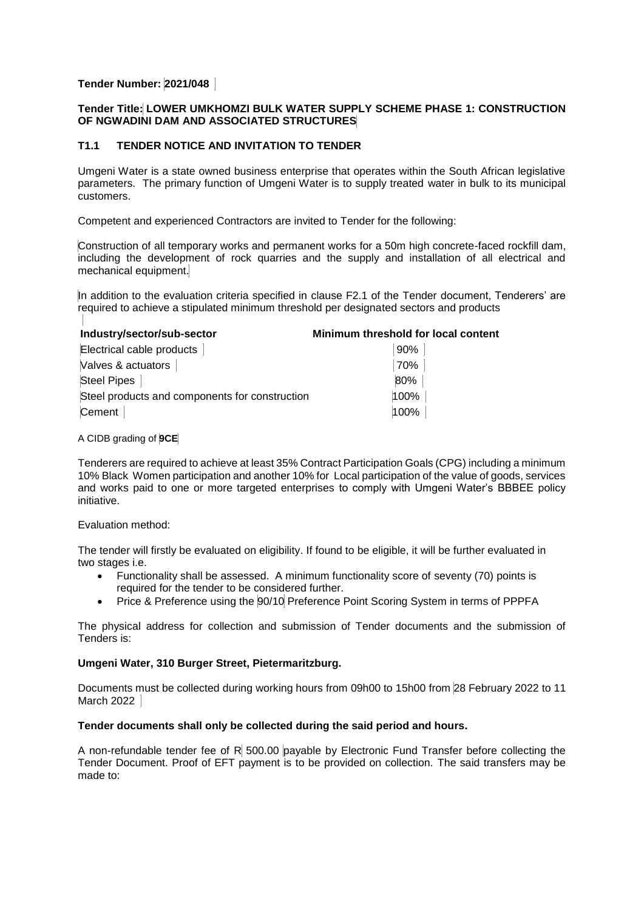**Tender Number: 2021/048**

**Tender Title: LOWER UMKHOMZI BULK WATER SUPPLY SCHEME PHASE 1: CONSTRUCTION OF NGWADINI DAM AND ASSOCIATED STRUCTURES**

## T1.1 TENDER NOTICE AND INVITATION TO TENDER

Umgeni Water is a state owned business enterprise that operates within the South African legislative parameters. The primary function of Umgeni Water is to supply treated water in bulk to its municipal customers.

Competent and experienced Contractors are invited to Tender for the following:

Construction of all temporary works and permanent works for a 50m high concrete-faced rockfill dam, including the development of rock quarries and the supply and installation of all electrical and mechanical equipment.

In addition to the evaluation criteria specified in clause F2.1 of the Tender document, Tenderers' are required to achieve a stipulated minimum threshold per designated sectors and products

| Industry/sector/sub-sector | Minimum threshold for local content |
|---|---|
| Electrical cable products | 90% |
| Valves & actuators | 70% |
| Steel Pipes | 80% |
| Steel products and components for construction | 100% |
| Cement | 100% |

A CIDB grading of **9CE**

Tenderers are required to achieve at least 35% Contract Participation Goals (CPG) including a minimum 10% Black Women participation and another 10% for Local participation of the value of goods, services and works paid to one or more targeted enterprises to comply with Umgeni Water's BBBEE policy initiative.

Evaluation method:

The tender will firstly be evaluated on eligibility. If found to be eligible, it will be further evaluated in two stages i.e.

- Functionality shall be assessed. A minimum functionality score of seventy (70) points is required for the tender to be considered further.
- Price & Preference using the 90/10 Preference Point Scoring System in terms of PPPFA

The physical address for collection and submission of Tender documents and the submission of Tenders is:

**Umgeni Water, 310 Burger Street, Pietermaritzburg.**

Documents must be collected during working hours from 09h00 to 15h00 from 28 February 2022 to 11 March 2022

**Tender documents shall only be collected during the said period and hours.**

A non-refundable tender fee of R 500.00 payable by Electronic Fund Transfer before collecting the Tender Document. Proof of EFT payment is to be provided on collection. The said transfers may be made to: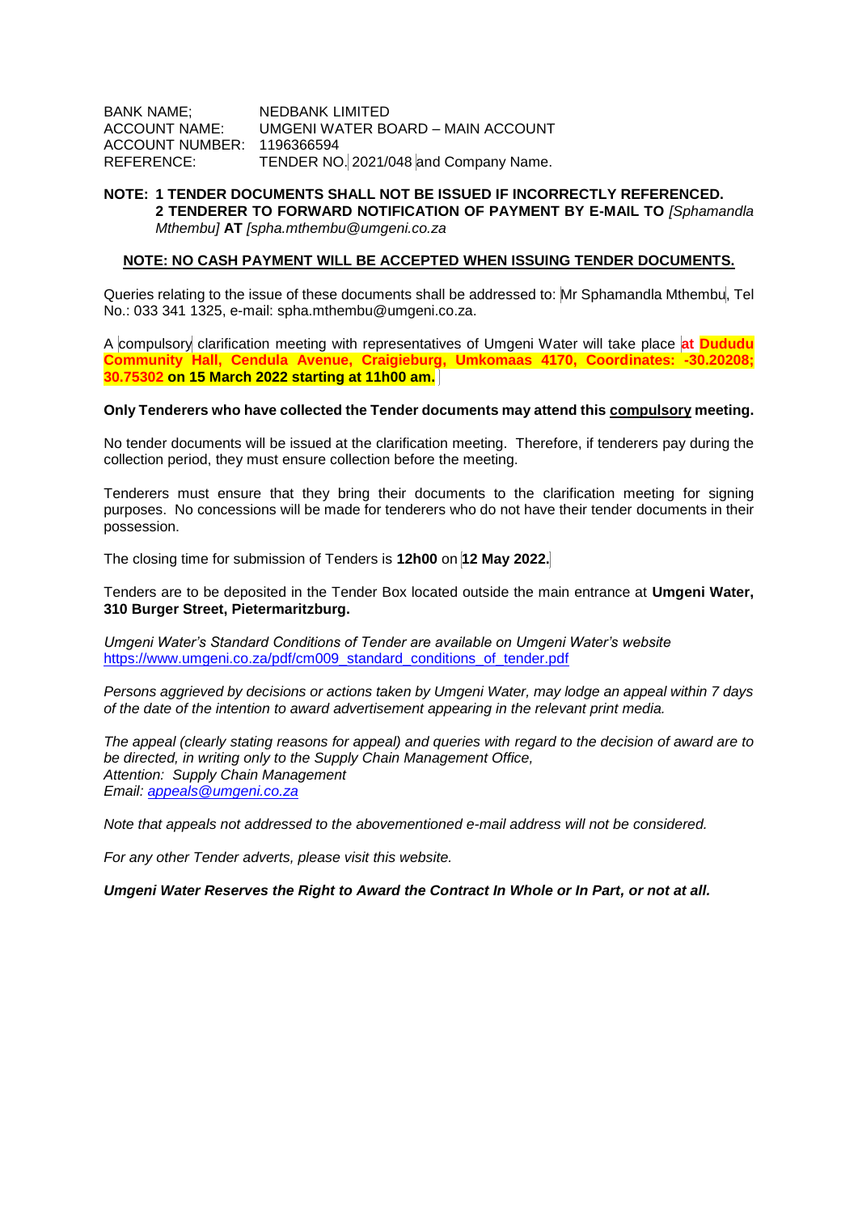BANK NAME; NEDBANK LIMITED
ACCOUNT NAME: UMGENI WATER BOARD – MAIN ACCOUNT
ACCOUNT NUMBER: 1196366594
REFERENCE: TENDER NO. 2021/048 and Company Name.

**NOTE: 1 TENDER DOCUMENTS SHALL NOT BE ISSUED IF INCORRECTLY REFERENCED.**
**2 TENDERER TO FORWARD NOTIFICATION OF PAYMENT BY E-MAIL TO** *[Sphamandla Mthembu]* **AT** *[spha.mthembu@umgeni.co.za*

**NOTE: NO CASH PAYMENT WILL BE ACCEPTED WHEN ISSUING TENDER DOCUMENTS.**

Queries relating to the issue of these documents shall be addressed to: Mr Sphamandla Mthembu, Tel No.: 033 341 1325, e-mail: spha.mthembu@umgeni.co.za.

A compulsory clarification meeting with representatives of Umgeni Water will take place **at Dududu Community Hall, Cendula Avenue, Craigieburg, Umkomaas 4170, Coordinates: -30.20208; 30.75302 on 15 March 2022 starting at 11h00 am.**

**Only Tenderers who have collected the Tender documents may attend this compulsory meeting.**

No tender documents will be issued at the clarification meeting. Therefore, if tenderers pay during the collection period, they must ensure collection before the meeting.

Tenderers must ensure that they bring their documents to the clarification meeting for signing purposes. No concessions will be made for tenderers who do not have their tender documents in their possession.

The closing time for submission of Tenders is **12h00** on **12 May 2022.**

Tenders are to be deposited in the Tender Box located outside the main entrance at **Umgeni Water, 310 Burger Street, Pietermaritzburg.**

*Umgeni Water's Standard Conditions of Tender are available on Umgeni Water's website* https://www.umgeni.co.za/pdf/cm009_standard_conditions_of_tender.pdf

*Persons aggrieved by decisions or actions taken by Umgeni Water, may lodge an appeal within 7 days of the date of the intention to award advertisement appearing in the relevant print media.*

*The appeal (clearly stating reasons for appeal) and queries with regard to the decision of award are to be directed, in writing only to the Supply Chain Management Office,*
*Attention: Supply Chain Management*
*Email: appeals@umgeni.co.za*

*Note that appeals not addressed to the abovementioned e-mail address will not be considered.*

*For any other Tender adverts, please visit this website.*

***Umgeni Water Reserves the Right to Award the Contract In Whole or In Part, or not at all.***